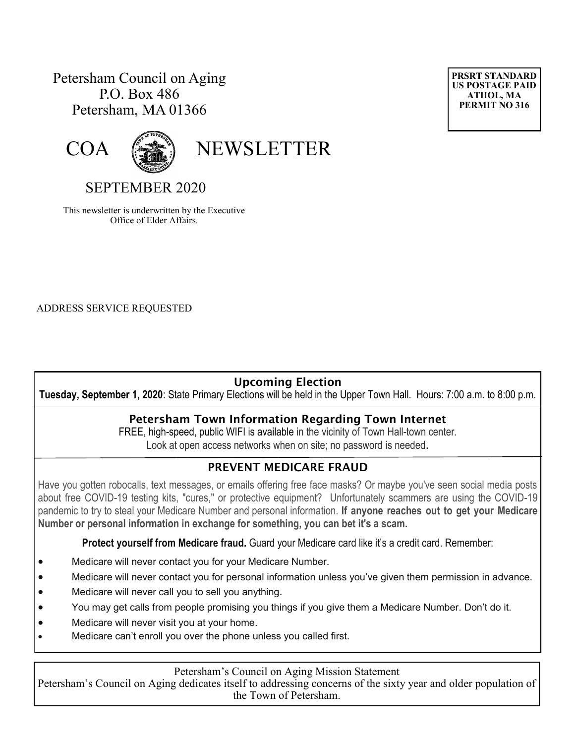Petersham Council on Aging
P.O. Box 486
Petersham, MA 01366

**PRSRT STANDARD**
**US POSTAGE PAID**
**ATHOL, MA**
**PERMIT NO 316**

# COA NEWSLETTER

## SEPTEMBER 2020

This newsletter is underwritten by the Executive Office of Elder Affairs.

ADDRESS SERVICE REQUESTED

### Upcoming Election

**Tuesday, September 1, 2020**: State Primary Elections will be held in the Upper Town Hall. Hours: 7:00 a.m. to 8:00 p.m.

### Petersham Town Information Regarding Town Internet

FREE, high-speed, public WIFI is available in the vicinity of Town Hall-town center.
Look at open access networks when on site; no password is needed.

### PREVENT MEDICARE FRAUD

Have you gotten robocalls, text messages, or emails offering free face masks? Or maybe you've seen social media posts about free COVID-19 testing kits, "cures," or protective equipment? Unfortunately scammers are using the COVID-19 pandemic to try to steal your Medicare Number and personal information. **If anyone reaches out to get your Medicare Number or personal information in exchange for something, you can bet it's a scam.**

**Protect yourself from Medicare fraud.** Guard your Medicare card like it's a credit card. Remember:

- Medicare will never contact you for your Medicare Number.
- Medicare will never contact you for personal information unless you've given them permission in advance.
- Medicare will never call you to sell you anything.
- You may get calls from people promising you things if you give them a Medicare Number. Don't do it.
- Medicare will never visit you at your home.
- Medicare can't enroll you over the phone unless you called first.

Petersham's Council on Aging Mission Statement

Petersham's Council on Aging dedicates itself to addressing concerns of the sixty year and older population of the Town of Petersham.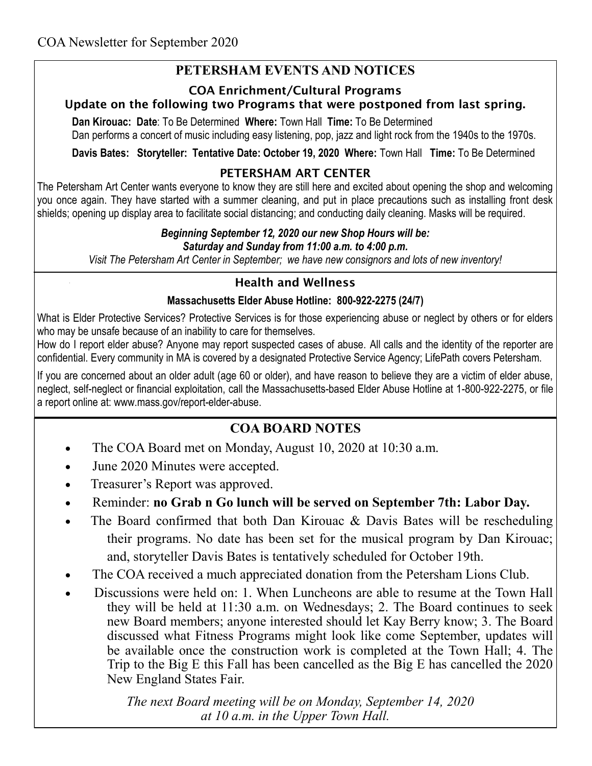COA Newsletter for September 2020

## PETERSHAM EVENTS AND NOTICES

### COA Enrichment/Cultural Programs

**Update on the following two Programs that were postponed from last spring.**

**Dan Kirouac: Date**: To Be Determined **Where:** Town Hall **Time:** To Be Determined
Dan performs a concert of music including easy listening, pop, jazz and light rock from the 1940s to the 1970s.

**Davis Bates: Storyteller: Tentative Date: October 19, 2020 Where:** Town Hall **Time:** To Be Determined

### PETERSHAM ART CENTER

The Petersham Art Center wants everyone to know they are still here and excited about opening the shop and welcoming you once again. They have started with a summer cleaning, and put in place precautions such as installing front desk shields; opening up display area to facilitate social distancing; and conducting daily cleaning. Masks will be required.

***Beginning September 12, 2020 our new Shop Hours will be:***
***Saturday and Sunday from 11:00 a.m. to 4:00 p.m.***

*Visit The Petersham Art Center in September; we have new consignors and lots of new inventory!*

### Health and Wellness

**Massachusetts Elder Abuse Hotline: 800-922-2275 (24/7)**

What is Elder Protective Services? Protective Services is for those experiencing abuse or neglect by others or for elders who may be unsafe because of an inability to care for themselves.

How do I report elder abuse? Anyone may report suspected cases of abuse. All calls and the identity of the reporter are confidential. Every community in MA is covered by a designated Protective Service Agency; LifePath covers Petersham.

If you are concerned about an older adult (age 60 or older), and have reason to believe they are a victim of elder abuse, neglect, self-neglect or financial exploitation, call the Massachusetts-based Elder Abuse Hotline at 1-800-922-2275, or file a report online at: www.mass.gov/report-elder-abuse.

## COA BOARD NOTES

- The COA Board met on Monday, August 10, 2020 at 10:30 a.m.
- June 2020 Minutes were accepted.
- Treasurer's Report was approved.
- Reminder: **no Grab n Go lunch will be served on September 7th: Labor Day.**
- The Board confirmed that both Dan Kirouac & Davis Bates will be rescheduling their programs. No date has been set for the musical program by Dan Kirouac; and, storyteller Davis Bates is tentatively scheduled for October 19th.
- The COA received a much appreciated donation from the Petersham Lions Club.
- Discussions were held on: 1. When Luncheons are able to resume at the Town Hall they will be held at 11:30 a.m. on Wednesdays; 2. The Board continues to seek new Board members; anyone interested should let Kay Berry know; 3. The Board discussed what Fitness Programs might look like come September, updates will be available once the construction work is completed at the Town Hall; 4. The Trip to the Big E this Fall has been cancelled as the Big E has cancelled the 2020 New England States Fair.

*The next Board meeting will be on Monday, September 14, 2020*
*at 10 a.m. in the Upper Town Hall.*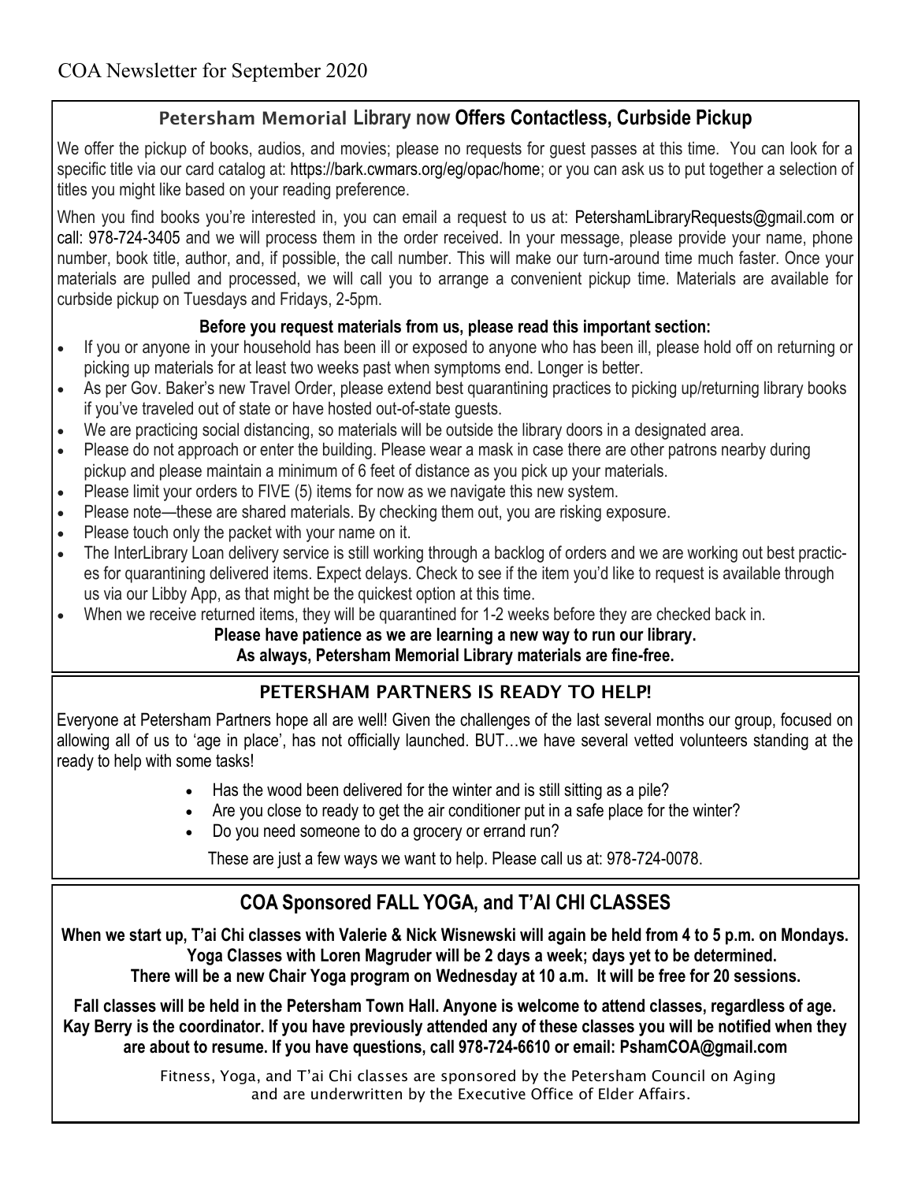COA Newsletter for September 2020

## Petersham Memorial Library now Offers Contactless, Curbside Pickup

We offer the pickup of books, audios, and movies; please no requests for guest passes at this time. You can look for a specific title via our card catalog at: https://bark.cwmars.org/eg/opac/home; or you can ask us to put together a selection of titles you might like based on your reading preference.

When you find books you're interested in, you can email a request to us at: PetershamLibraryRequests@gmail.com or call: 978-724-3405 and we will process them in the order received. In your message, please provide your name, phone number, book title, author, and, if possible, the call number. This will make our turn-around time much faster. Once your materials are pulled and processed, we will call you to arrange a convenient pickup time. Materials are available for curbside pickup on Tuesdays and Fridays, 2-5pm.

**Before you request materials from us, please read this important section:**

- If you or anyone in your household has been ill or exposed to anyone who has been ill, please hold off on returning or picking up materials for at least two weeks past when symptoms end. Longer is better.
- As per Gov. Baker's new Travel Order, please extend best quarantining practices to picking up/returning library books if you've traveled out of state or have hosted out-of-state guests.
- We are practicing social distancing, so materials will be outside the library doors in a designated area.
- Please do not approach or enter the building. Please wear a mask in case there are other patrons nearby during pickup and please maintain a minimum of 6 feet of distance as you pick up your materials.
- Please limit your orders to FIVE (5) items for now as we navigate this new system.
- Please note—these are shared materials. By checking them out, you are risking exposure.
- Please touch only the packet with your name on it.
- The InterLibrary Loan delivery service is still working through a backlog of orders and we are working out best practices for quarantining delivered items. Expect delays. Check to see if the item you'd like to request is available through us via our Libby App, as that might be the quickest option at this time.
- When we receive returned items, they will be quarantined for 1-2 weeks before they are checked back in.

**Please have patience as we are learning a new way to run our library.**
**As always, Petersham Memorial Library materials are fine-free.**

## PETERSHAM PARTNERS IS READY TO HELP!

Everyone at Petersham Partners hope all are well! Given the challenges of the last several months our group, focused on allowing all of us to 'age in place', has not officially launched. BUT…we have several vetted volunteers standing at the ready to help with some tasks!

- Has the wood been delivered for the winter and is still sitting as a pile?
- Are you close to ready to get the air conditioner put in a safe place for the winter?
- Do you need someone to do a grocery or errand run?

These are just a few ways we want to help. Please call us at: 978-724-0078.

## COA Sponsored FALL YOGA, and T'AI CHI CLASSES

**When we start up, T'ai Chi classes with Valerie & Nick Wisnewski will again be held from 4 to 5 p.m. on Mondays. Yoga Classes with Loren Magruder will be 2 days a week; days yet to be determined. There will be a new Chair Yoga program on Wednesday at 10 a.m. It will be free for 20 sessions.**

**Fall classes will be held in the Petersham Town Hall. Anyone is welcome to attend classes, regardless of age. Kay Berry is the coordinator. If you have previously attended any of these classes you will be notified when they are about to resume. If you have questions, call 978-724-6610 or email: PshamCOA@gmail.com**

Fitness, Yoga, and T'ai Chi classes are sponsored by the Petersham Council on Aging and are underwritten by the Executive Office of Elder Affairs.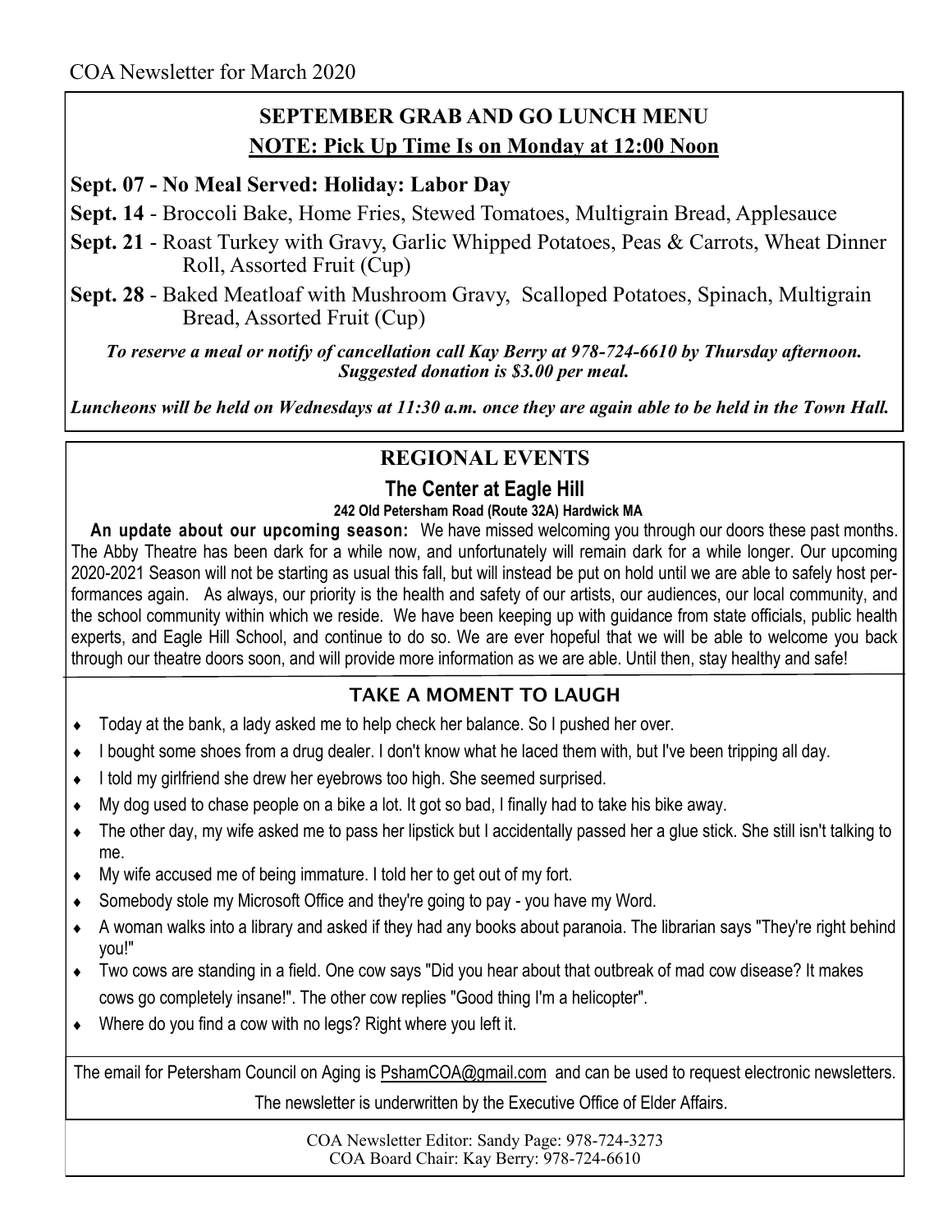## SEPTEMBER GRAB AND GO LUNCH MENU

**NOTE: Pick Up Time Is on Monday at 12:00 Noon**

**Sept. 07 - No Meal Served: Holiday: Labor Day**

**Sept. 14** - Broccoli Bake, Home Fries, Stewed Tomatoes, Multigrain Bread, Applesauce

**Sept. 21** - Roast Turkey with Gravy, Garlic Whipped Potatoes, Peas & Carrots, Wheat Dinner Roll, Assorted Fruit (Cup)

**Sept. 28** - Baked Meatloaf with Mushroom Gravy, Scalloped Potatoes, Spinach, Multigrain Bread, Assorted Fruit (Cup)

***To reserve a meal or notify of cancellation call Kay Berry at 978-724-6610 by Thursday afternoon. Suggested donation is $3.00 per meal.***

***Luncheons will be held on Wednesdays at 11:30 a.m. once they are again able to be held in the Town Hall.***

## REGIONAL EVENTS

### The Center at Eagle Hill

**242 Old Petersham Road (Route 32A) Hardwick MA**

**An update about our upcoming season:** We have missed welcoming you through our doors these past months. The Abby Theatre has been dark for a while now, and unfortunately will remain dark for a while longer. Our upcoming 2020-2021 Season will not be starting as usual this fall, but will instead be put on hold until we are able to safely host performances again. As always, our priority is the health and safety of our artists, our audiences, our local community, and the school community within which we reside. We have been keeping up with guidance from state officials, public health experts, and Eagle Hill School, and continue to do so. We are ever hopeful that we will be able to welcome you back through our theatre doors soon, and will provide more information as we are able. Until then, stay healthy and safe!

## TAKE A MOMENT TO LAUGH

- Today at the bank, a lady asked me to help check her balance. So I pushed her over.
- I bought some shoes from a drug dealer. I don't know what he laced them with, but I've been tripping all day.
- I told my girlfriend she drew her eyebrows too high. She seemed surprised.
- My dog used to chase people on a bike a lot. It got so bad, I finally had to take his bike away.
- The other day, my wife asked me to pass her lipstick but I accidentally passed her a glue stick. She still isn't talking to me.
- My wife accused me of being immature. I told her to get out of my fort.
- Somebody stole my Microsoft Office and they're going to pay - you have my Word.
- A woman walks into a library and asked if they had any books about paranoia. The librarian says "They're right behind you!"
- Two cows are standing in a field. One cow says "Did you hear about that outbreak of mad cow disease? It makes cows go completely insane!". The other cow replies "Good thing I'm a helicopter".
- Where do you find a cow with no legs? Right where you left it.

The email for Petersham Council on Aging is PshamCOA@gmail.com and can be used to request electronic newsletters.

The newsletter is underwritten by the Executive Office of Elder Affairs.

COA Newsletter Editor: Sandy Page: 978-724-3273
COA Board Chair: Kay Berry: 978-724-6610